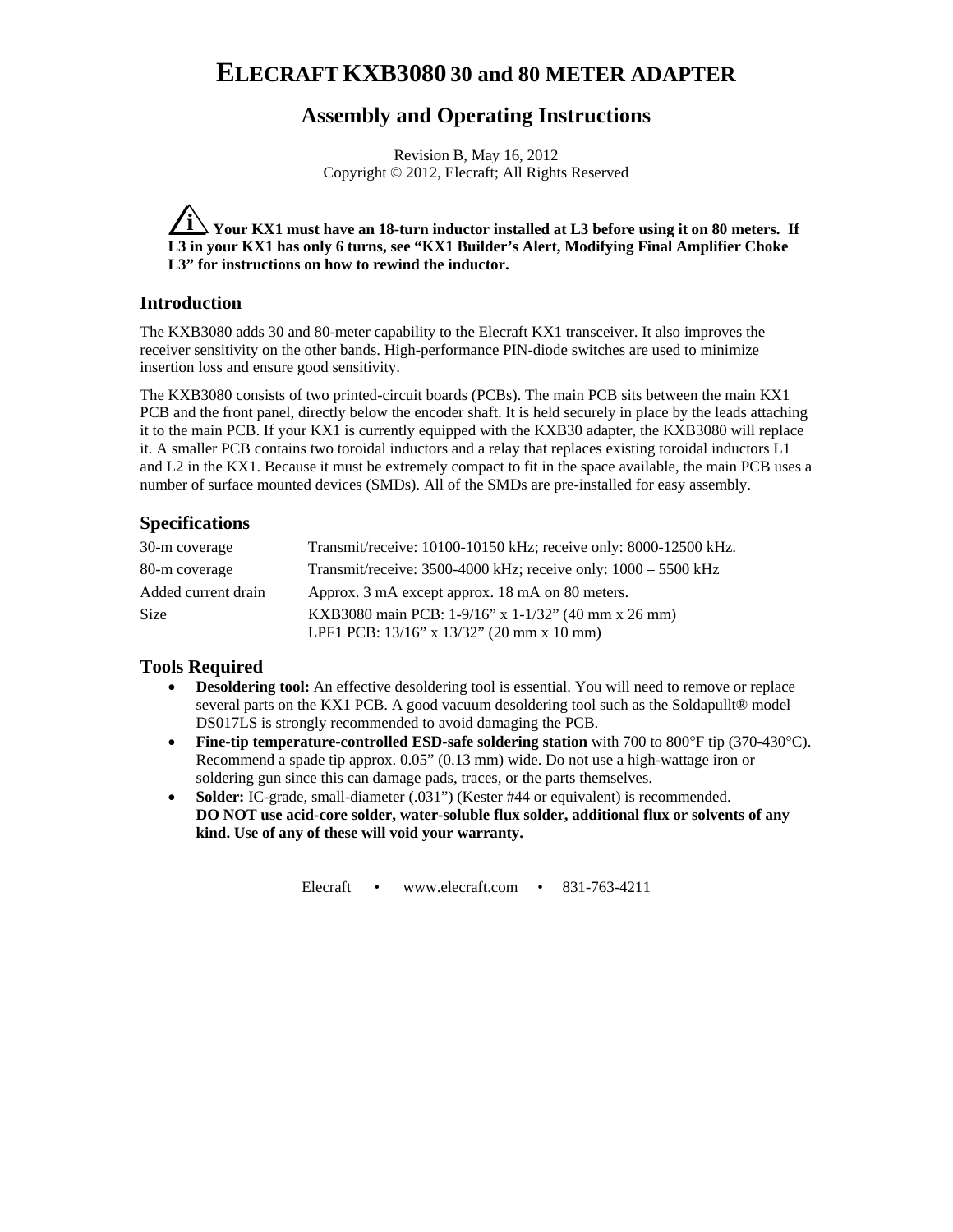# ELECRAFT KXB3080 30 and 80 METER ADAPTER

## Assembly and Operating Instructions

Revision B, May 16, 2012
Copyright © 2012, Elecraft; All Rights Reserved

**Your KX1 must have an 18-turn inductor installed at L3 before using it on 80 meters. If L3 in your KX1 has only 6 turns, see "KX1 Builder's Alert, Modifying Final Amplifier Choke L3" for instructions on how to rewind the inductor.**

### Introduction

The KXB3080 adds 30 and 80-meter capability to the Elecraft KX1 transceiver. It also improves the receiver sensitivity on the other bands. High-performance PIN-diode switches are used to minimize insertion loss and ensure good sensitivity.

The KXB3080 consists of two printed-circuit boards (PCBs). The main PCB sits between the main KX1 PCB and the front panel, directly below the encoder shaft. It is held securely in place by the leads attaching it to the main PCB. If your KX1 is currently equipped with the KXB30 adapter, the KXB3080 will replace it. A smaller PCB contains two toroidal inductors and a relay that replaces existing toroidal inductors L1 and L2 in the KX1. Because it must be extremely compact to fit in the space available, the main PCB uses a number of surface mounted devices (SMDs). All of the SMDs are pre-installed for easy assembly.

### Specifications

| | |
|---|---|
| 30-m coverage | Transmit/receive: 10100-10150 kHz; receive only: 8000-12500 kHz. |
| 80-m coverage | Transmit/receive: 3500-4000 kHz; receive only: 1000 – 5500 kHz |
| Added current drain | Approx. 3 mA except approx. 18 mA on 80 meters. |
| Size | KXB3080 main PCB: 1-9/16" x 1-1/32" (40 mm x 26 mm)<br>LPF1 PCB: 13/16" x 13/32" (20 mm x 10 mm) |

### Tools Required

- **Desoldering tool:** An effective desoldering tool is essential. You will need to remove or replace several parts on the KX1 PCB. A good vacuum desoldering tool such as the Soldapullt® model DS017LS is strongly recommended to avoid damaging the PCB.
- **Fine-tip temperature-controlled ESD-safe soldering station** with 700 to 800°F tip (370-430°C). Recommend a spade tip approx. 0.05" (0.13 mm) wide. Do not use a high-wattage iron or soldering gun since this can damage pads, traces, or the parts themselves.
- **Solder:** IC-grade, small-diameter (.031") (Kester #44 or equivalent) is recommended.
  **DO NOT use acid-core solder, water-soluble flux solder, additional flux or solvents of any kind. Use of any of these will void your warranty.**

Elecraft • www.elecraft.com • 831-763-4211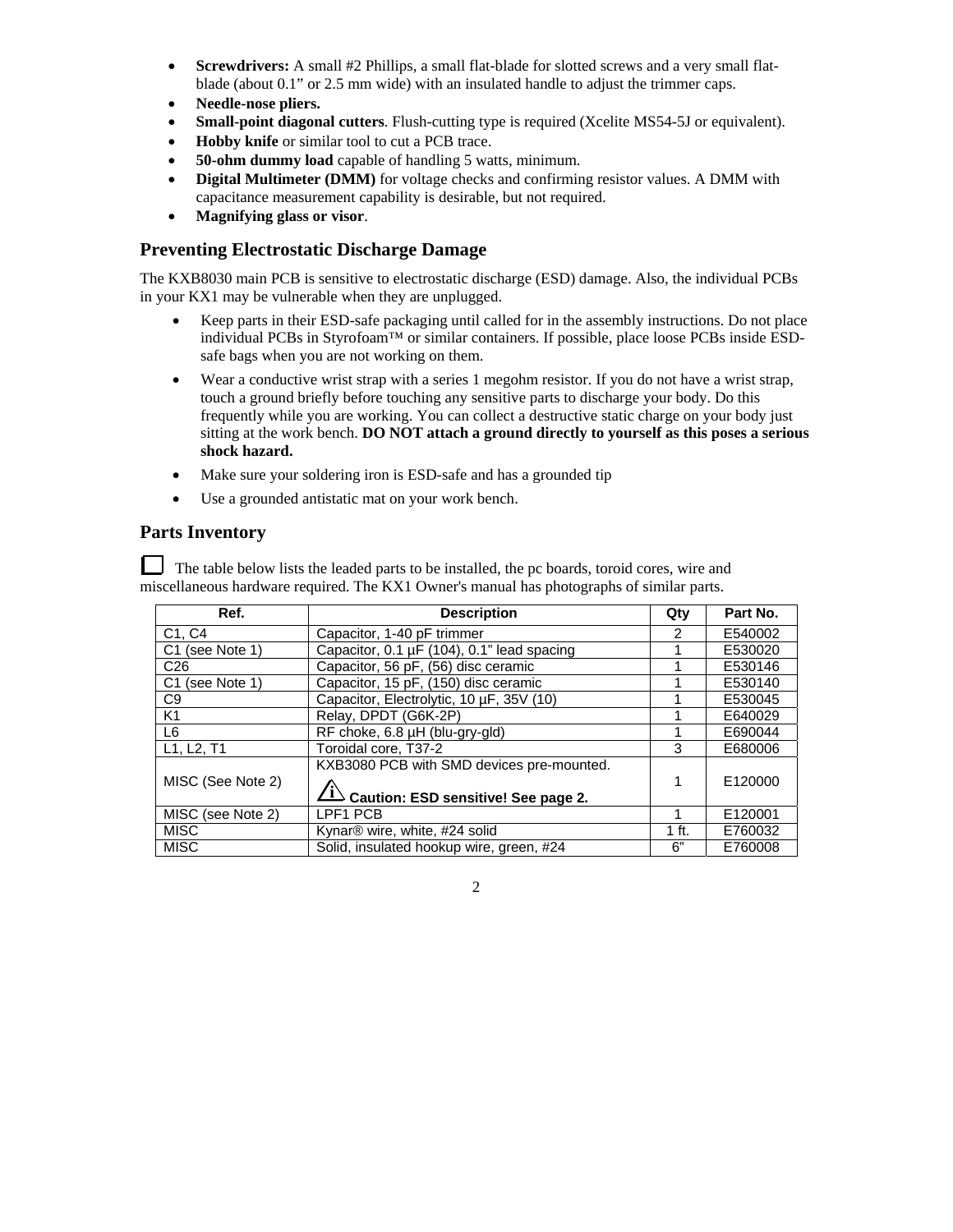- **Screwdrivers:** A small #2 Phillips, a small flat-blade for slotted screws and a very small flat-blade (about 0.1" or 2.5 mm wide) with an insulated handle to adjust the trimmer caps.
- **Needle-nose pliers.**
- **Small-point diagonal cutters**. Flush-cutting type is required (Xcelite MS54-5J or equivalent).
- **Hobby knife** or similar tool to cut a PCB trace.
- **50-ohm dummy load** capable of handling 5 watts, minimum.
- **Digital Multimeter (DMM)** for voltage checks and confirming resistor values. A DMM with capacitance measurement capability is desirable, but not required.
- **Magnifying glass or visor**.

## Preventing Electrostatic Discharge Damage

The KXB8030 main PCB is sensitive to electrostatic discharge (ESD) damage. Also, the individual PCBs in your KX1 may be vulnerable when they are unplugged.

- Keep parts in their ESD-safe packaging until called for in the assembly instructions. Do not place individual PCBs in Styrofoam™ or similar containers. If possible, place loose PCBs inside ESD-safe bags when you are not working on them.
- Wear a conductive wrist strap with a series 1 megohm resistor. If you do not have a wrist strap, touch a ground briefly before touching any sensitive parts to discharge your body. Do this frequently while you are working. You can collect a destructive static charge on your body just sitting at the work bench. **DO NOT attach a ground directly to yourself as this poses a serious shock hazard.**
- Make sure your soldering iron is ESD-safe and has a grounded tip
- Use a grounded antistatic mat on your work bench.

## Parts Inventory

☐ The table below lists the leaded parts to be installed, the pc boards, toroid cores, wire and miscellaneous hardware required. The KX1 Owner's manual has photographs of similar parts.

| Ref. | Description | Qty | Part No. |
|---|---|---|---|
| C1, C4 | Capacitor, 1-40 pF trimmer | 2 | E540002 |
| C1 (see Note 1) | Capacitor, 0.1 µF (104), 0.1" lead spacing | 1 | E530020 |
| C26 | Capacitor, 56 pF, (56) disc ceramic | 1 | E530146 |
| C1 (see Note 1) | Capacitor, 15 pF, (150) disc ceramic | 1 | E530140 |
| C9 | Capacitor, Electrolytic, 10 µF, 35V (10) | 1 | E530045 |
| K1 | Relay, DPDT (G6K-2P) | 1 | E640029 |
| L6 | RF choke, 6.8 µH (blu-gry-gld) | 1 | E690044 |
| L1, L2, T1 | Toroidal core, T37-2 | 3 | E680006 |
| MISC (See Note 2) | KXB3080 PCB with SMD devices pre-mounted. **Caution: ESD sensitive! See page 2.** | 1 | E120000 |
| MISC (see Note 2) | LPF1 PCB | 1 | E120001 |
| MISC | Kynar® wire, white, #24 solid | 1 ft. | E760032 |
| MISC | Solid, insulated hookup wire, green, #24 | 6" | E760008 |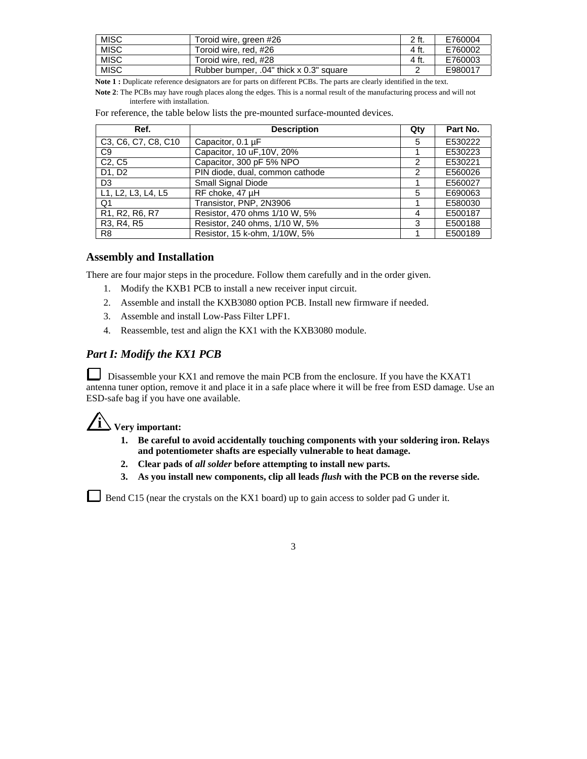| MISC | Toroid wire, green #26 | 2 ft. | E760004 |
|---|---|---|---|
| MISC | Toroid wire, red, #26 | 4 ft. | E760002 |
| MISC | Toroid wire, red, #28 | 4 ft. | E760003 |
| MISC | Rubber bumper, .04" thick x 0.3" square | 2 | E980017 |

**Note 1 :** Duplicate reference designators are for parts on different PCBs. The parts are clearly identified in the text.

**Note 2**: The PCBs may have rough places along the edges. This is a normal result of the manufacturing process and will not interfere with installation.

For reference, the table below lists the pre-mounted surface-mounted devices.

| Ref. | Description | Qty | Part No. |
|---|---|---|---|
| C3, C6, C7, C8, C10 | Capacitor, 0.1 µF | 5 | E530222 |
| C9 | Capacitor, 10 uF,10V, 20% | 1 | E530223 |
| C2, C5 | Capacitor, 300 pF 5% NPO | 2 | E530221 |
| D1, D2 | PIN diode, dual, common cathode | 2 | E560026 |
| D3 | Small Signal Diode | 1 | E560027 |
| L1, L2, L3, L4, L5 | RF choke, 47 µH | 5 | E690063 |
| Q1 | Transistor, PNP, 2N3906 | 1 | E580030 |
| R1, R2, R6, R7 | Resistor, 470 ohms 1/10 W, 5% | 4 | E500187 |
| R3, R4, R5 | Resistor, 240 ohms, 1/10 W, 5% | 3 | E500188 |
| R8 | Resistor, 15 k-ohm, 1/10W, 5% | 1 | E500189 |

## Assembly and Installation

There are four major steps in the procedure. Follow them carefully and in the order given.

1. Modify the KXB1 PCB to install a new receiver input circuit.
2. Assemble and install the KXB3080 option PCB. Install new firmware if needed.
3. Assemble and install Low-Pass Filter LPF1.
4. Reassemble, test and align the KX1 with the KXB3080 module.

## *Part I: Modify the KX1 PCB*

☐ Disassemble your KX1 and remove the main PCB from the enclosure. If you have the KXAT1 antenna tuner option, remove it and place it in a safe place where it will be free from ESD damage. Use an ESD-safe bag if you have one available.

**Very important:**

1. **Be careful to avoid accidentally touching components with your soldering iron. Relays and potentiometer shafts are especially vulnerable to heat damage.**
2. **Clear pads of *all solder* before attempting to install new parts.**
3. **As you install new components, clip all leads *flush* with the PCB on the reverse side.**

☐ Bend C15 (near the crystals on the KX1 board) up to gain access to solder pad G under it.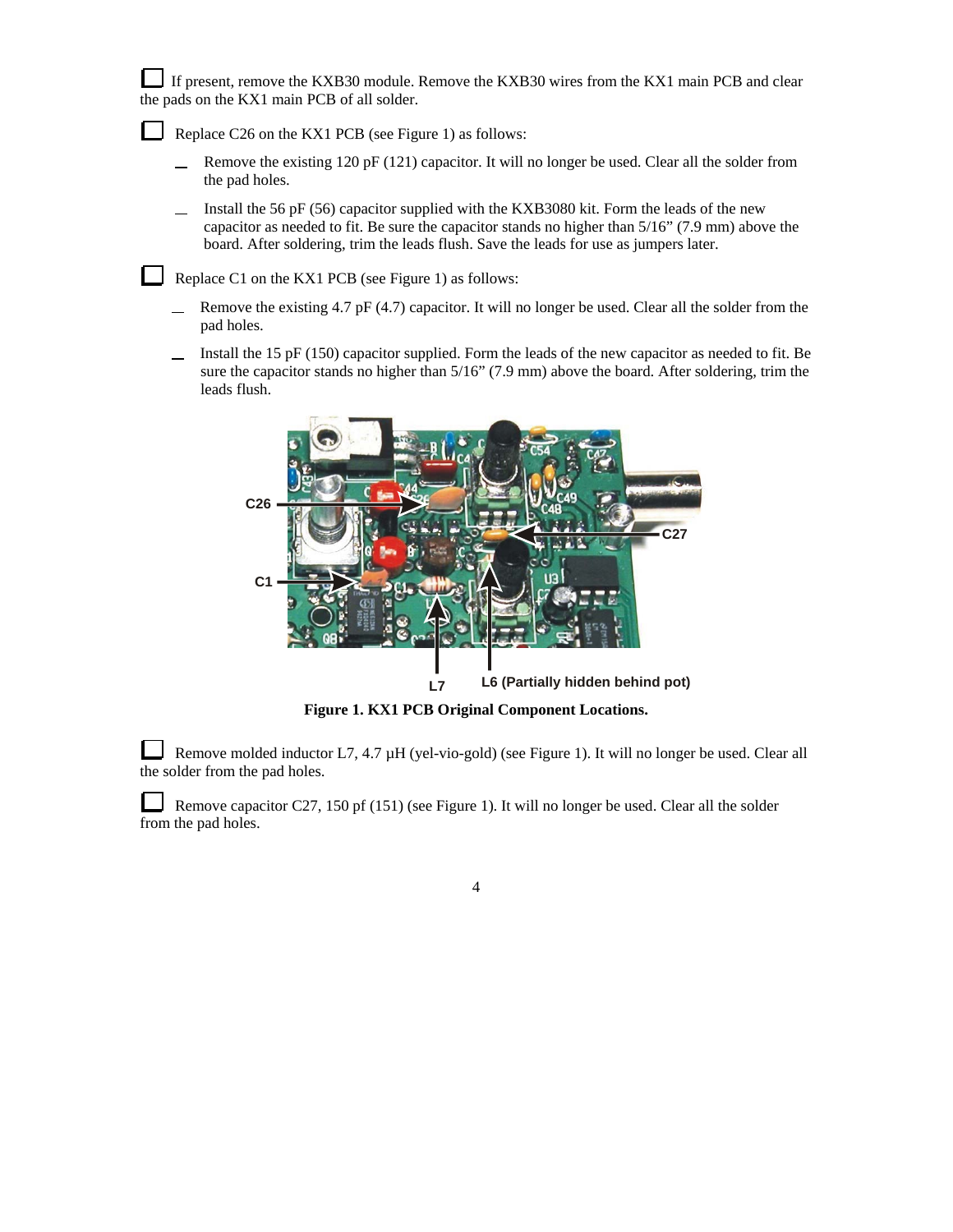☐ If present, remove the KXB30 module. Remove the KXB30 wires from the KX1 main PCB and clear the pads on the KX1 main PCB of all solder.

☐ Replace C26 on the KX1 PCB (see Figure 1) as follows:

- __ Remove the existing 120 pF (121) capacitor. It will no longer be used. Clear all the solder from the pad holes.
- __ Install the 56 pF (56) capacitor supplied with the KXB3080 kit. Form the leads of the new capacitor as needed to fit. Be sure the capacitor stands no higher than 5/16" (7.9 mm) above the board. After soldering, trim the leads flush. Save the leads for use as jumpers later.

☐ Replace C1 on the KX1 PCB (see Figure 1) as follows:

- __ Remove the existing 4.7 pF (4.7) capacitor. It will no longer be used. Clear all the solder from the pad holes.
- __ Install the 15 pF (150) capacitor supplied. Form the leads of the new capacitor as needed to fit. Be sure the capacitor stands no higher than 5/16" (7.9 mm) above the board. After soldering, trim the leads flush.

C26

C1

C27

L7

L6 (Partially hidden behind pot)

**Figure 1. KX1 PCB Original Component Locations.**

☐ Remove molded inductor L7, 4.7 µH (yel-vio-gold) (see Figure 1). It will no longer be used. Clear all the solder from the pad holes.

☐ Remove capacitor C27, 150 pf (151) (see Figure 1). It will no longer be used. Clear all the solder from the pad holes.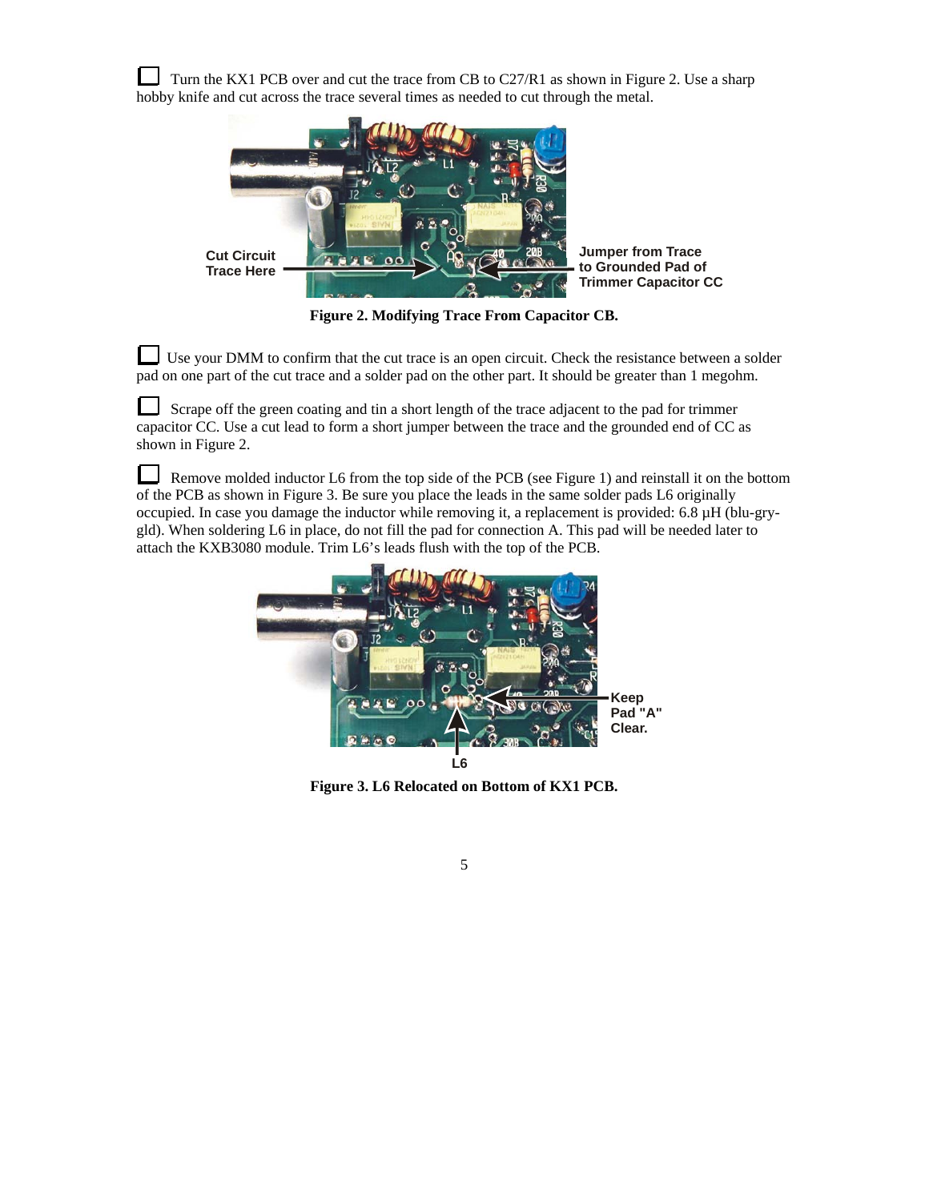☐ Turn the KX1 PCB over and cut the trace from CB to C27/R1 as shown in Figure 2. Use a sharp hobby knife and cut across the trace several times as needed to cut through the metal.

Cut Circuit Trace Here

Jumper from Trace to Grounded Pad of Trimmer Capacitor CC

**Figure 2. Modifying Trace From Capacitor CB.**

☐ Use your DMM to confirm that the cut trace is an open circuit. Check the resistance between a solder pad on one part of the cut trace and a solder pad on the other part. It should be greater than 1 megohm.

☐ Scrape off the green coating and tin a short length of the trace adjacent to the pad for trimmer capacitor CC. Use a cut lead to form a short jumper between the trace and the grounded end of CC as shown in Figure 2.

☐ Remove molded inductor L6 from the top side of the PCB (see Figure 1) and reinstall it on the bottom of the PCB as shown in Figure 3. Be sure you place the leads in the same solder pads L6 originally occupied. In case you damage the inductor while removing it, a replacement is provided: 6.8 µH (blu-gry-gld). When soldering L6 in place, do not fill the pad for connection A. This pad will be needed later to attach the KXB3080 module. Trim L6's leads flush with the top of the PCB.

Keep Pad "A" Clear.

L6

**Figure 3. L6 Relocated on Bottom of KX1 PCB.**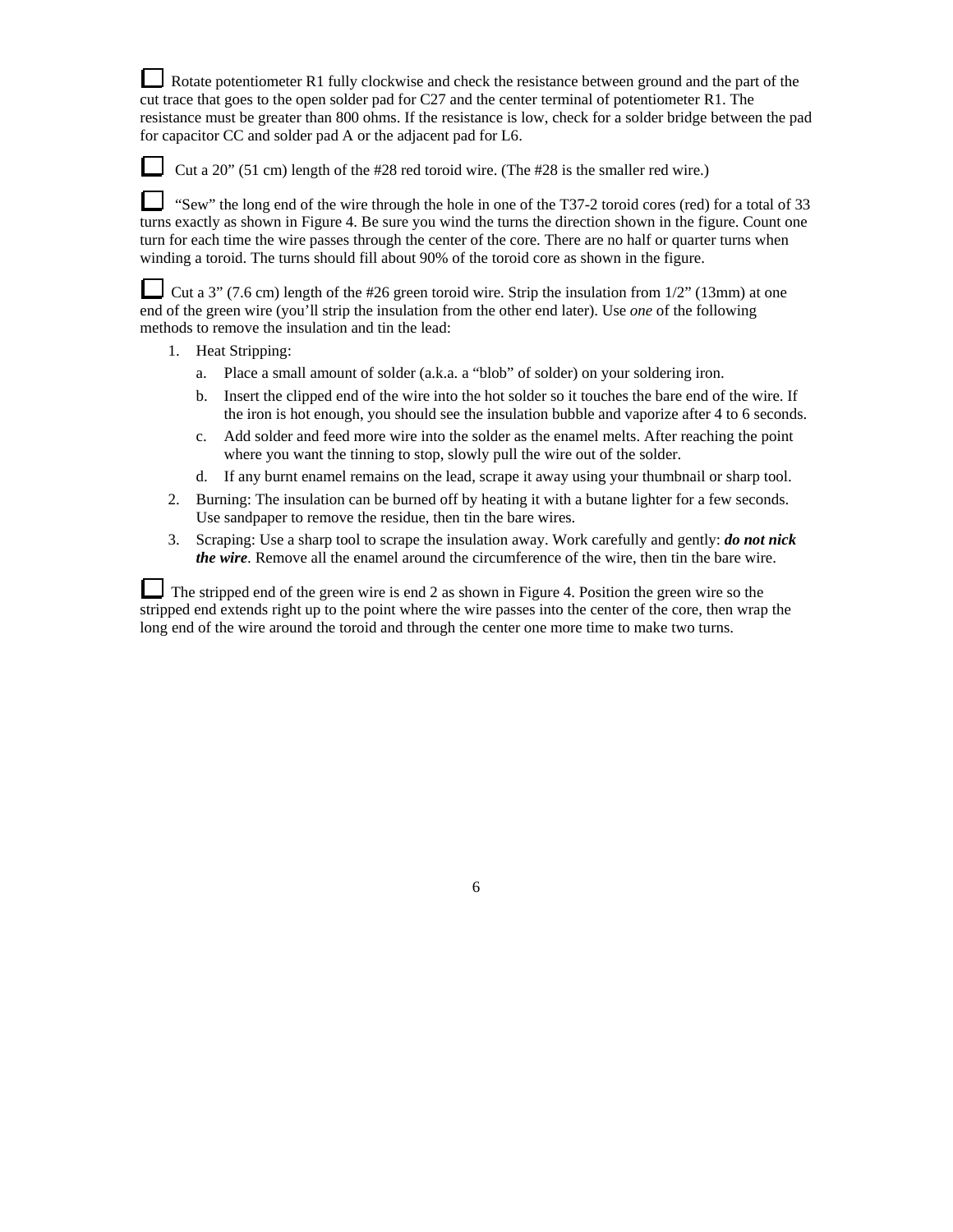☐ Rotate potentiometer R1 fully clockwise and check the resistance between ground and the part of the cut trace that goes to the open solder pad for C27 and the center terminal of potentiometer R1. The resistance must be greater than 800 ohms. If the resistance is low, check for a solder bridge between the pad for capacitor CC and solder pad A or the adjacent pad for L6.

☐ Cut a 20" (51 cm) length of the #28 red toroid wire. (The #28 is the smaller red wire.)

☐ "Sew" the long end of the wire through the hole in one of the T37-2 toroid cores (red) for a total of 33 turns exactly as shown in Figure 4. Be sure you wind the turns the direction shown in the figure. Count one turn for each time the wire passes through the center of the core. There are no half or quarter turns when winding a toroid. The turns should fill about 90% of the toroid core as shown in the figure.

☐ Cut a 3" (7.6 cm) length of the #26 green toroid wire. Strip the insulation from 1/2" (13mm) at one end of the green wire (you'll strip the insulation from the other end later). Use *one* of the following methods to remove the insulation and tin the lead:

1. Heat Stripping:
   a. Place a small amount of solder (a.k.a. a "blob" of solder) on your soldering iron.
   b. Insert the clipped end of the wire into the hot solder so it touches the bare end of the wire. If the iron is hot enough, you should see the insulation bubble and vaporize after 4 to 6 seconds.
   c. Add solder and feed more wire into the solder as the enamel melts. After reaching the point where you want the tinning to stop, slowly pull the wire out of the solder.
   d. If any burnt enamel remains on the lead, scrape it away using your thumbnail or sharp tool.
2. Burning: The insulation can be burned off by heating it with a butane lighter for a few seconds. Use sandpaper to remove the residue, then tin the bare wires.
3. Scraping: Use a sharp tool to scrape the insulation away. Work carefully and gently: ***do not nick the wire***. Remove all the enamel around the circumference of the wire, then tin the bare wire.

☐ The stripped end of the green wire is end 2 as shown in Figure 4. Position the green wire so the stripped end extends right up to the point where the wire passes into the center of the core, then wrap the long end of the wire around the toroid and through the center one more time to make two turns.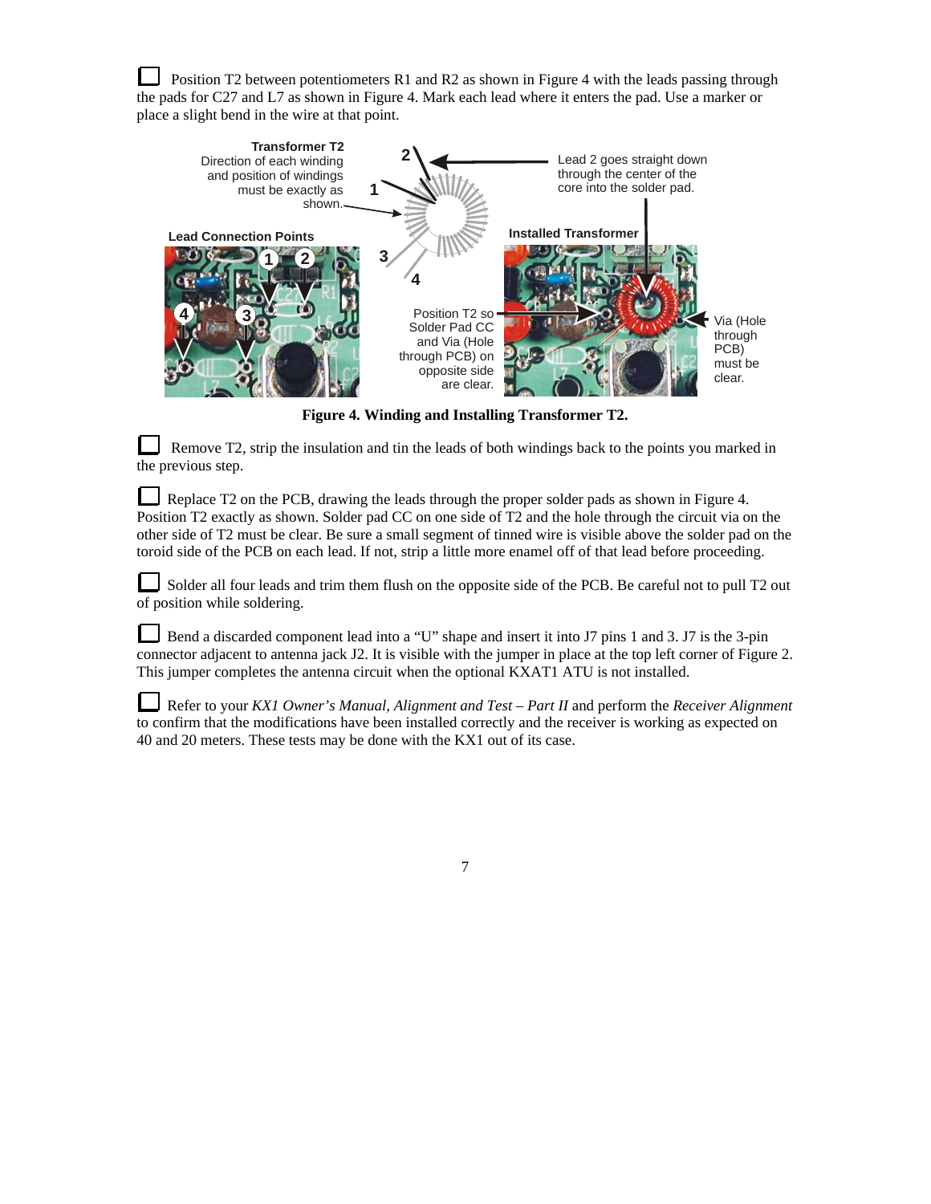☐ Position T2 between potentiometers R1 and R2 as shown in Figure 4 with the leads passing through the pads for C27 and L7 as shown in Figure 4. Mark each lead where it enters the pad. Use a marker or place a slight bend in the wire at that point.

**Transformer T2** Direction of each winding and position of windings must be exactly as shown.

Lead 2 goes straight down through the center of the core into the solder pad.

**Lead Connection Points**

**Installed Transformer**

Position T2 so Solder Pad CC and Via (Hole through PCB) on opposite side are clear.

Via (Hole through PCB) must be clear.

**Figure 4. Winding and Installing Transformer T2.**

☐ Remove T2, strip the insulation and tin the leads of both windings back to the points you marked in the previous step.

☐ Replace T2 on the PCB, drawing the leads through the proper solder pads as shown in Figure 4. Position T2 exactly as shown. Solder pad CC on one side of T2 and the hole through the circuit via on the other side of T2 must be clear. Be sure a small segment of tinned wire is visible above the solder pad on the toroid side of the PCB on each lead. If not, strip a little more enamel off of that lead before proceeding.

☐ Solder all four leads and trim them flush on the opposite side of the PCB. Be careful not to pull T2 out of position while soldering.

☐ Bend a discarded component lead into a "U" shape and insert it into J7 pins 1 and 3. J7 is the 3-pin connector adjacent to antenna jack J2. It is visible with the jumper in place at the top left corner of Figure 2. This jumper completes the antenna circuit when the optional KXAT1 ATU is not installed.

☐ Refer to your *KX1 Owner's Manual, Alignment and Test – Part II* and perform the *Receiver Alignment* to confirm that the modifications have been installed correctly and the receiver is working as expected on 40 and 20 meters. These tests may be done with the KX1 out of its case.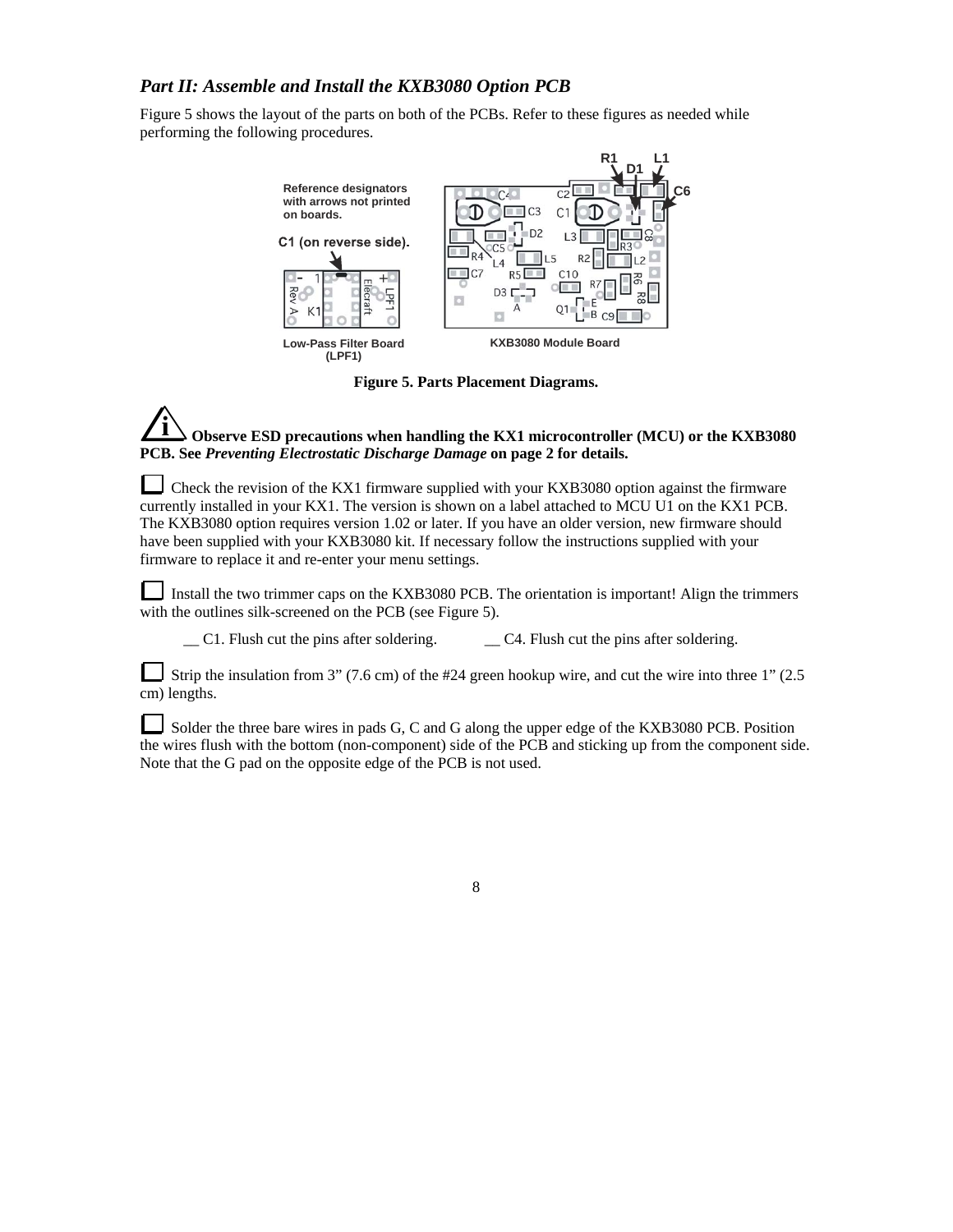## *Part II: Assemble and Install the KXB3080 Option PCB*

Figure 5 shows the layout of the parts on both of the PCBs. Refer to these figures as needed while performing the following procedures.

Figure 5. Parts Placement Diagrams.

**Observe ESD precautions when handling the KX1 microcontroller (MCU) or the KXB3080 PCB. See *Preventing Electrostatic Discharge Damage* on page 2 for details.**

☐ Check the revision of the KX1 firmware supplied with your KXB3080 option against the firmware currently installed in your KX1. The version is shown on a label attached to MCU U1 on the KX1 PCB. The KXB3080 option requires version 1.02 or later. If you have an older version, new firmware should have been supplied with your KXB3080 kit. If necessary follow the instructions supplied with your firmware to replace it and re-enter your menu settings.

☐ Install the two trimmer caps on the KXB3080 PCB. The orientation is important! Align the trimmers with the outlines silk-screened on the PCB (see Figure 5).

__ C1. Flush cut the pins after soldering. __ C4. Flush cut the pins after soldering.

☐ Strip the insulation from 3" (7.6 cm) of the #24 green hookup wire, and cut the wire into three 1" (2.5 cm) lengths.

☐ Solder the three bare wires in pads G, C and G along the upper edge of the KXB3080 PCB. Position the wires flush with the bottom (non-component) side of the PCB and sticking up from the component side. Note that the G pad on the opposite edge of the PCB is not used.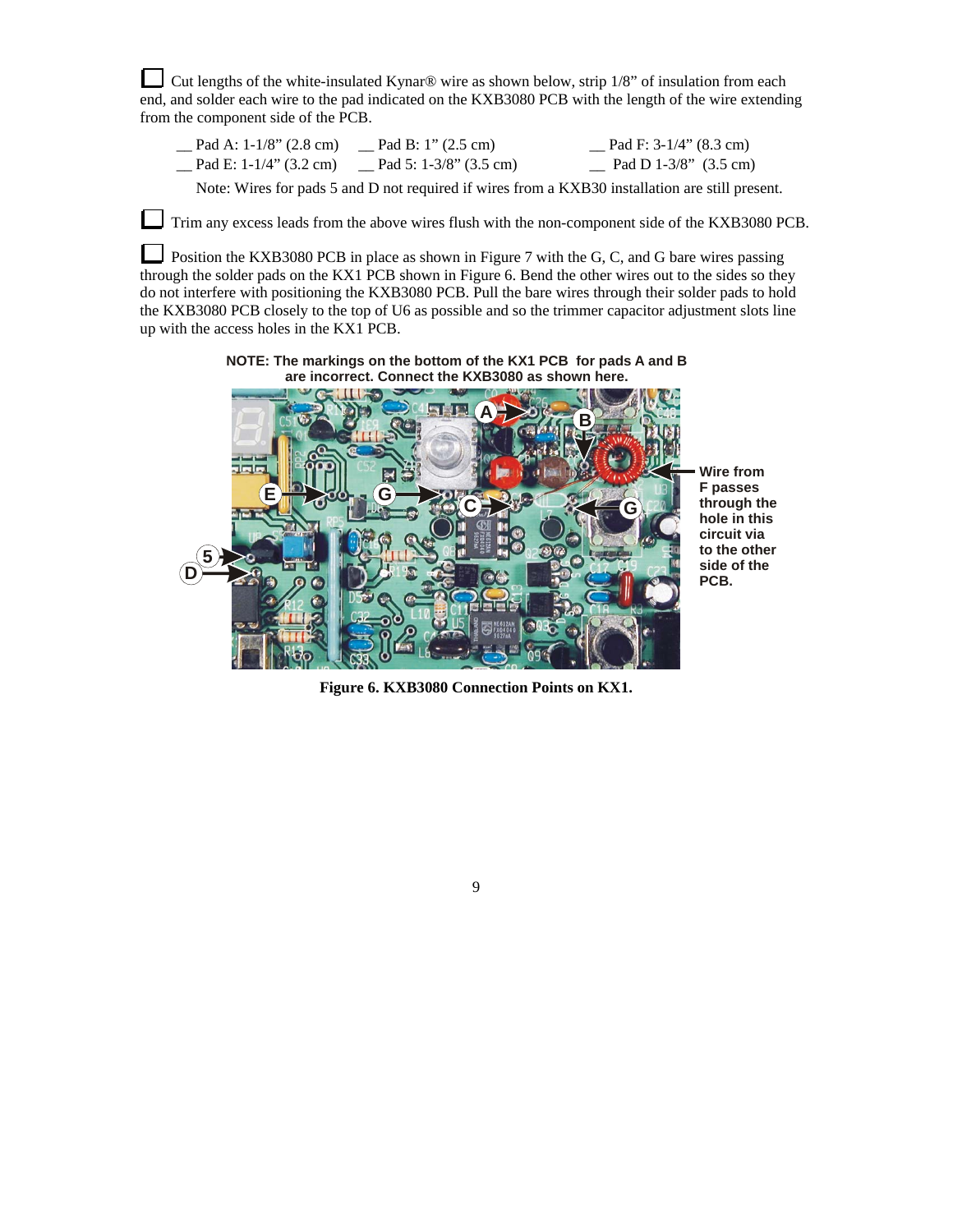☐ Cut lengths of the white-insulated Kynar® wire as shown below, strip 1/8" of insulation from each end, and solder each wire to the pad indicated on the KXB3080 PCB with the length of the wire extending from the component side of the PCB.

| | | |
|---|---|---|
| __ Pad A: 1-1/8" (2.8 cm) | __ Pad B: 1" (2.5 cm) | __ Pad F: 3-1/4" (8.3 cm) |
| __ Pad E: 1-1/4" (3.2 cm) | __ Pad 5: 1-3/8" (3.5 cm) | __ Pad D 1-3/8" (3.5 cm) |

Note: Wires for pads 5 and D not required if wires from a KXB30 installation are still present.

☐ Trim any excess leads from the above wires flush with the non-component side of the KXB3080 PCB.

☐ Position the KXB3080 PCB in place as shown in Figure 7 with the G, C, and G bare wires passing through the solder pads on the KX1 PCB shown in Figure 6. Bend the other wires out to the sides so they do not interfere with positioning the KXB3080 PCB. Pull the bare wires through their solder pads to hold the KXB3080 PCB closely to the top of U6 as possible and so the trimmer capacitor adjustment slots line up with the access holes in the KX1 PCB.

**NOTE: The markings on the bottom of the KX1 PCB for pads A and B are incorrect. Connect the KXB3080 as shown here.**

**Wire from F passes through the hole in this circuit via to the other side of the PCB.**

**Figure 6. KXB3080 Connection Points on KX1.**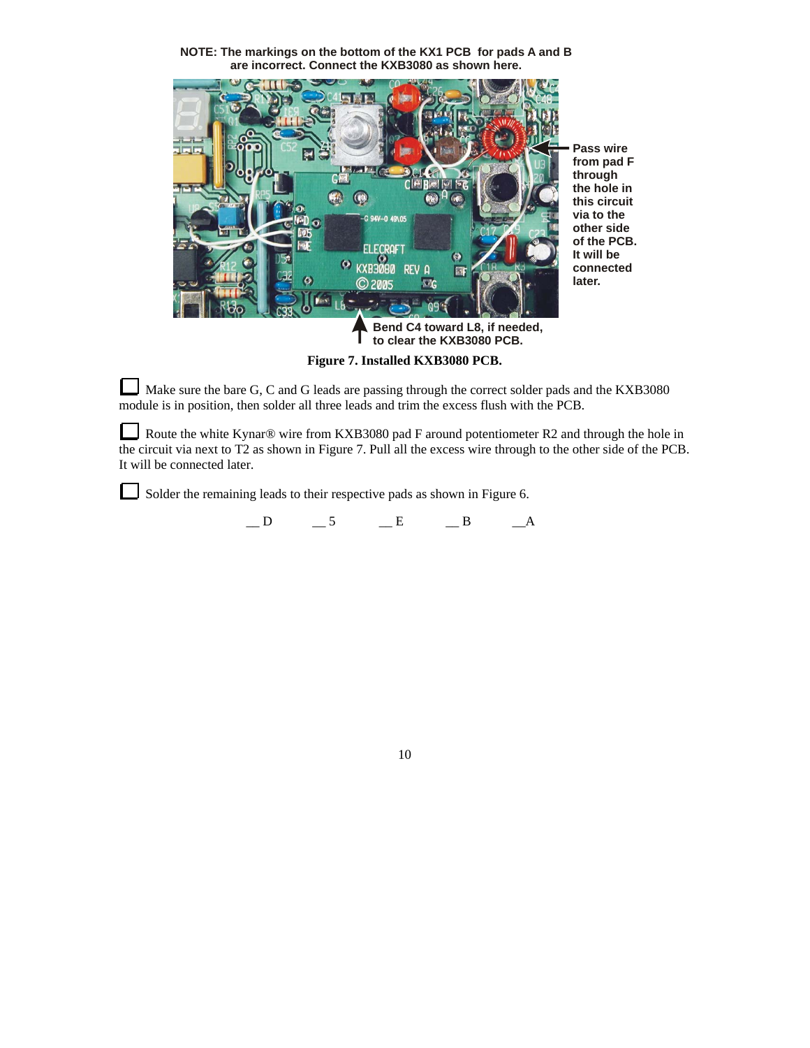**NOTE: The markings on the bottom of the KX1 PCB for pads A and B are incorrect. Connect the KXB3080 as shown here.**

**Pass wire from pad F through the hole in this circuit via to the other side of the PCB. It will be connected later.**

**Bend C4 toward L8, if needed, to clear the KXB3080 PCB.**

**Figure 7. Installed KXB3080 PCB.**

☐ Make sure the bare G, C and G leads are passing through the correct solder pads and the KXB3080 module is in position, then solder all three leads and trim the excess flush with the PCB.

☐ Route the white Kynar® wire from KXB3080 pad F around potentiometer R2 and through the hole in the circuit via next to T2 as shown in Figure 7. Pull all the excess wire through to the other side of the PCB. It will be connected later.

☐ Solder the remaining leads to their respective pads as shown in Figure 6.

__ D __ 5 __ E __ B __A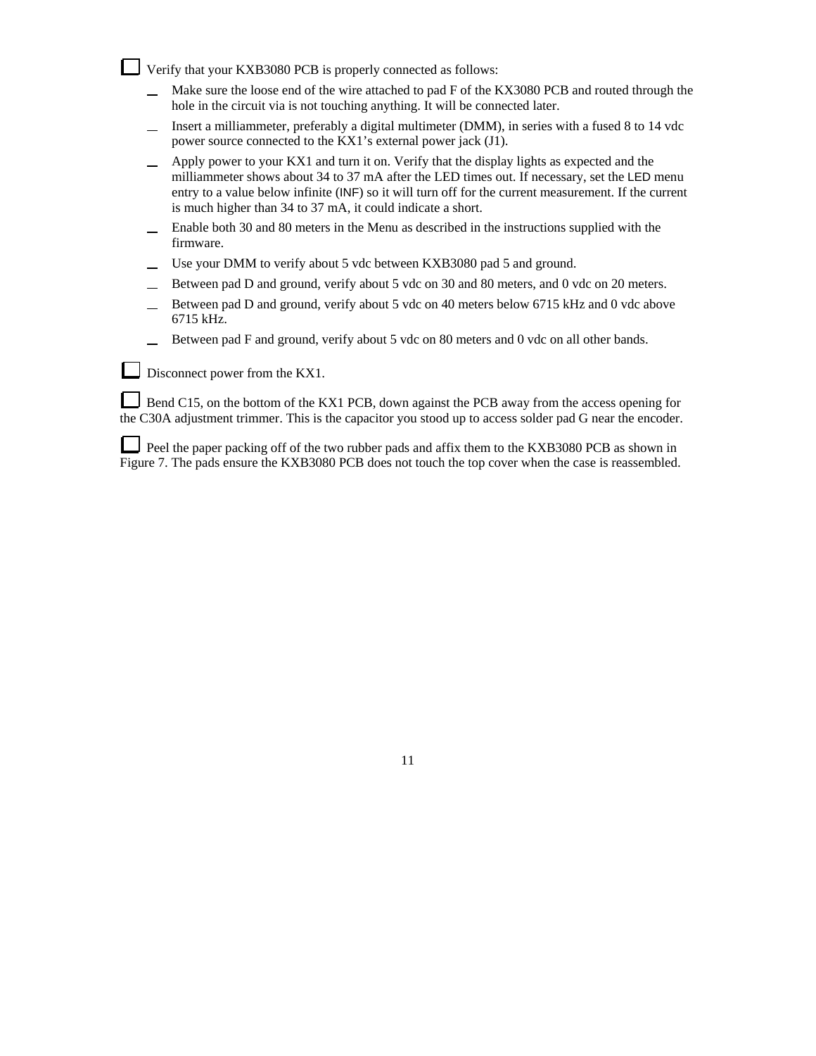☐ Verify that your KXB3080 PCB is properly connected as follows:

- Make sure the loose end of the wire attached to pad F of the KX3080 PCB and routed through the hole in the circuit via is not touching anything. It will be connected later.
- Insert a milliammeter, preferably a digital multimeter (DMM), in series with a fused 8 to 14 vdc power source connected to the KX1's external power jack (J1).
- Apply power to your KX1 and turn it on. Verify that the display lights as expected and the milliammeter shows about 34 to 37 mA after the LED times out. If necessary, set the LED menu entry to a value below infinite (INF) so it will turn off for the current measurement. If the current is much higher than 34 to 37 mA, it could indicate a short.
- Enable both 30 and 80 meters in the Menu as described in the instructions supplied with the firmware.
- Use your DMM to verify about 5 vdc between KXB3080 pad 5 and ground.
- Between pad D and ground, verify about 5 vdc on 30 and 80 meters, and 0 vdc on 20 meters.
- Between pad D and ground, verify about 5 vdc on 40 meters below 6715 kHz and 0 vdc above 6715 kHz.
- Between pad F and ground, verify about 5 vdc on 80 meters and 0 vdc on all other bands.

☐ Disconnect power from the KX1.

☐ Bend C15, on the bottom of the KX1 PCB, down against the PCB away from the access opening for the C30A adjustment trimmer. This is the capacitor you stood up to access solder pad G near the encoder.

☐ Peel the paper packing off of the two rubber pads and affix them to the KXB3080 PCB as shown in Figure 7. The pads ensure the KXB3080 PCB does not touch the top cover when the case is reassembled.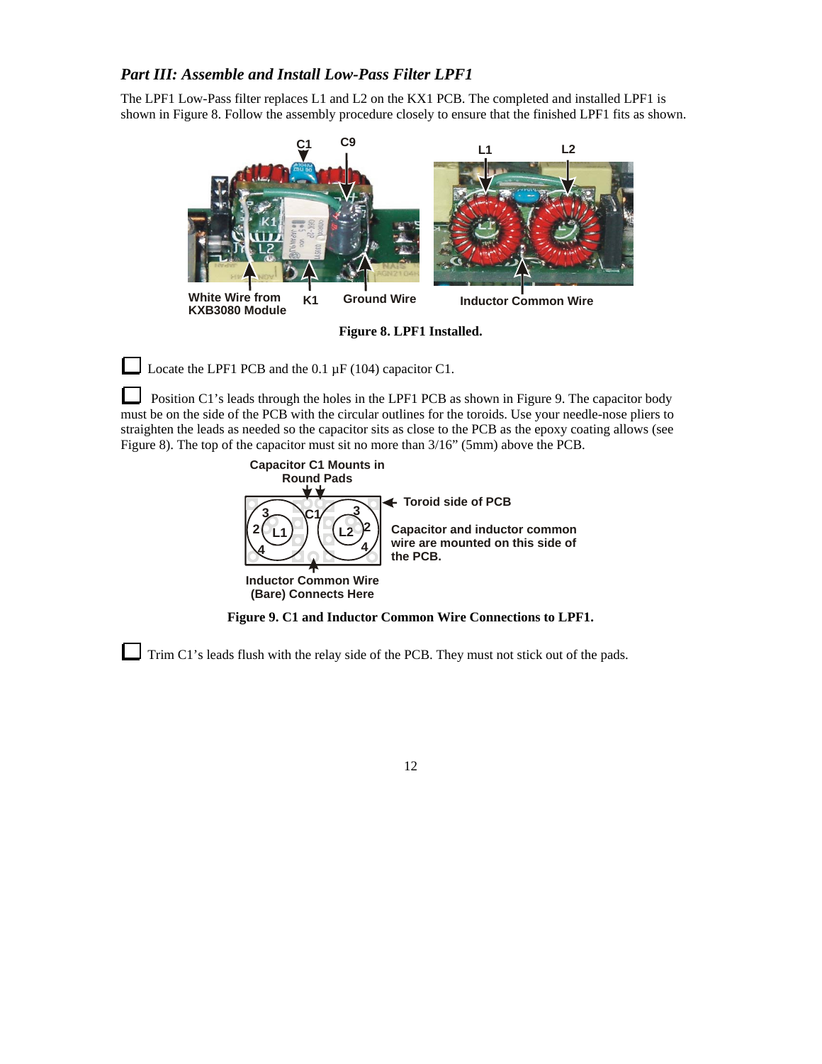### *Part III: Assemble and Install Low-Pass Filter LPF1*

The LPF1 Low-Pass filter replaces L1 and L2 on the KX1 PCB. The completed and installed LPF1 is shown in Figure 8. Follow the assembly procedure closely to ensure that the finished LPF1 fits as shown.

**Figure 8. LPF1 Installed.**

☐ Locate the LPF1 PCB and the 0.1 µF (104) capacitor C1.

☐ Position C1's leads through the holes in the LPF1 PCB as shown in Figure 9. The capacitor body must be on the side of the PCB with the circular outlines for the toroids. Use your needle-nose pliers to straighten the leads as needed so the capacitor sits as close to the PCB as the epoxy coating allows (see Figure 8). The top of the capacitor must sit no more than 3/16" (5mm) above the PCB.

**Figure 9. C1 and Inductor Common Wire Connections to LPF1.**

☐ Trim C1's leads flush with the relay side of the PCB. They must not stick out of the pads.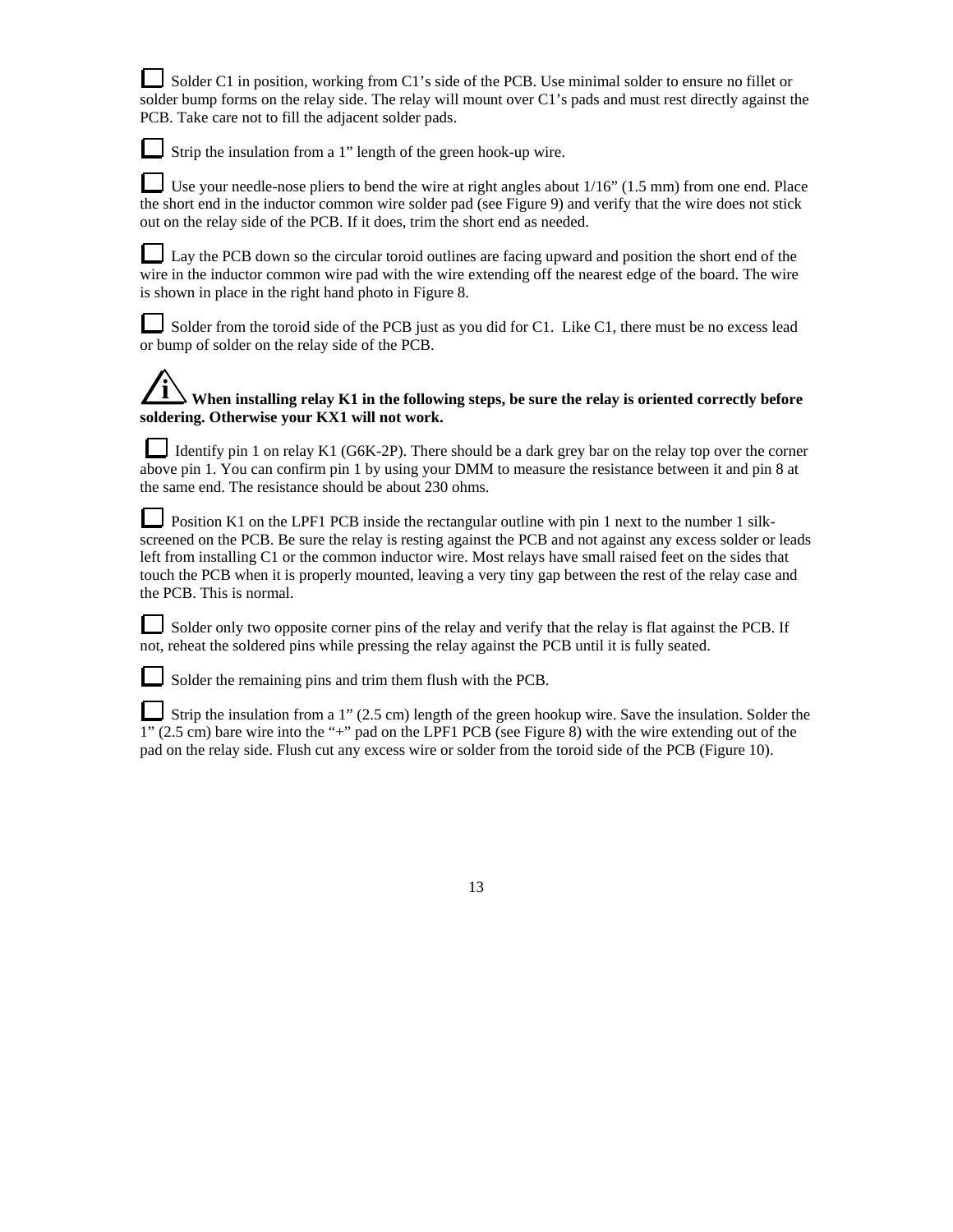☐ Solder C1 in position, working from C1's side of the PCB. Use minimal solder to ensure no fillet or solder bump forms on the relay side. The relay will mount over C1's pads and must rest directly against the PCB. Take care not to fill the adjacent solder pads.

☐ Strip the insulation from a 1" length of the green hook-up wire.

☐ Use your needle-nose pliers to bend the wire at right angles about 1/16" (1.5 mm) from one end. Place the short end in the inductor common wire solder pad (see Figure 9) and verify that the wire does not stick out on the relay side of the PCB. If it does, trim the short end as needed.

☐ Lay the PCB down so the circular toroid outlines are facing upward and position the short end of the wire in the inductor common wire pad with the wire extending off the nearest edge of the board. The wire is shown in place in the right hand photo in Figure 8.

☐ Solder from the toroid side of the PCB just as you did for C1. Like C1, there must be no excess lead or bump of solder on the relay side of the PCB.

**When installing relay K1 in the following steps, be sure the relay is oriented correctly before soldering. Otherwise your KX1 will not work.**

☐ Identify pin 1 on relay K1 (G6K-2P). There should be a dark grey bar on the relay top over the corner above pin 1. You can confirm pin 1 by using your DMM to measure the resistance between it and pin 8 at the same end. The resistance should be about 230 ohms.

☐ Position K1 on the LPF1 PCB inside the rectangular outline with pin 1 next to the number 1 silk-screened on the PCB. Be sure the relay is resting against the PCB and not against any excess solder or leads left from installing C1 or the common inductor wire. Most relays have small raised feet on the sides that touch the PCB when it is properly mounted, leaving a very tiny gap between the rest of the relay case and the PCB. This is normal.

☐ Solder only two opposite corner pins of the relay and verify that the relay is flat against the PCB. If not, reheat the soldered pins while pressing the relay against the PCB until it is fully seated.

☐ Solder the remaining pins and trim them flush with the PCB.

☐ Strip the insulation from a 1" (2.5 cm) length of the green hookup wire. Save the insulation. Solder the 1" (2.5 cm) bare wire into the "+" pad on the LPF1 PCB (see Figure 8) with the wire extending out of the pad on the relay side. Flush cut any excess wire or solder from the toroid side of the PCB (Figure 10).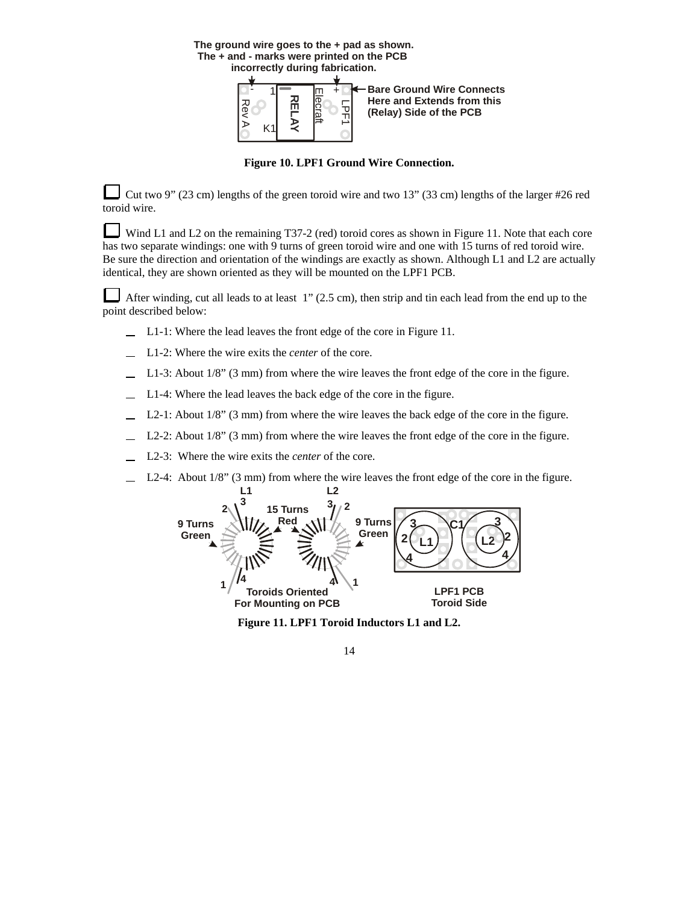The ground wire goes to the + pad as shown. The + and - marks were printed on the PCB incorrectly during fabrication.

Bare Ground Wire Connects Here and Extends from this (Relay) Side of the PCB

**Figure 10. LPF1 Ground Wire Connection.**

☐ Cut two 9" (23 cm) lengths of the green toroid wire and two 13" (33 cm) lengths of the larger #26 red toroid wire.

☐ Wind L1 and L2 on the remaining T37-2 (red) toroid cores as shown in Figure 11. Note that each core has two separate windings: one with 9 turns of green toroid wire and one with 15 turns of red toroid wire. Be sure the direction and orientation of the windings are exactly as shown. Although L1 and L2 are actually identical, they are shown oriented as they will be mounted on the LPF1 PCB.

☐ After winding, cut all leads to at least 1" (2.5 cm), then strip and tin each lead from the end up to the point described below:

- \_ L1-1: Where the lead leaves the front edge of the core in Figure 11.
- \_ L1-2: Where the wire exits the *center* of the core.
- \_ L1-3: About 1/8" (3 mm) from where the wire leaves the front edge of the core in the figure.
- \_ L1-4: Where the lead leaves the back edge of the core in the figure.
- \_ L2-1: About 1/8" (3 mm) from where the wire leaves the back edge of the core in the figure.
- \_ L2-2: About 1/8" (3 mm) from where the wire leaves the front edge of the core in the figure.
- \_ L2-3: Where the wire exits the *center* of the core.
- \_ L2-4: About 1/8" (3 mm) from where the wire leaves the front edge of the core in the figure.

9 Turns Green, 15 Turns Red — Toroids Oriented For Mounting on PCB — LPF1 PCB Toroid Side

**Figure 11. LPF1 Toroid Inductors L1 and L2.**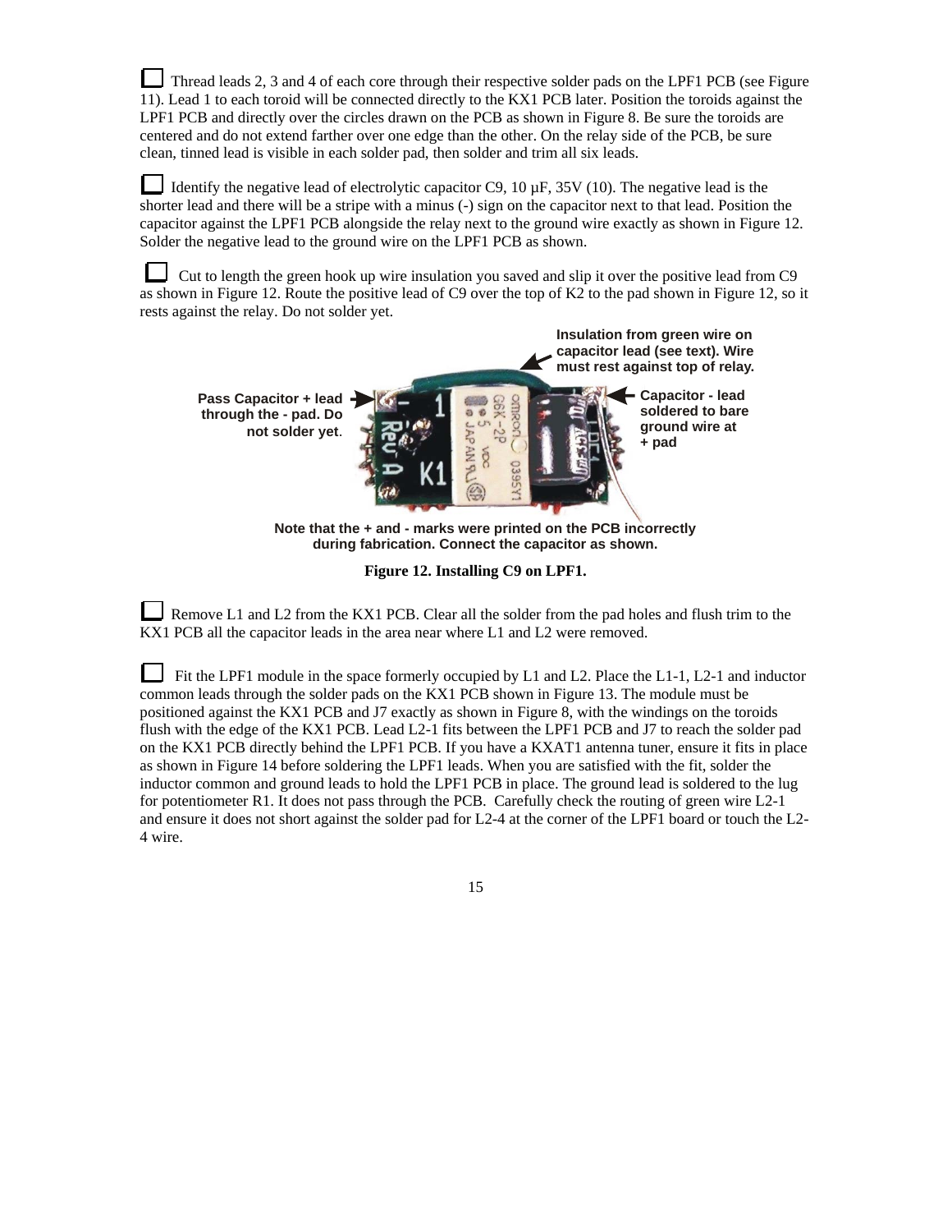☐ Thread leads 2, 3 and 4 of each core through their respective solder pads on the LPF1 PCB (see Figure 11). Lead 1 to each toroid will be connected directly to the KX1 PCB later. Position the toroids against the LPF1 PCB and directly over the circles drawn on the PCB as shown in Figure 8. Be sure the toroids are centered and do not extend farther over one edge than the other. On the relay side of the PCB, be sure clean, tinned lead is visible in each solder pad, then solder and trim all six leads.

☐ Identify the negative lead of electrolytic capacitor C9, 10 µF, 35V (10). The negative lead is the shorter lead and there will be a stripe with a minus (-) sign on the capacitor next to that lead. Position the capacitor against the LPF1 PCB alongside the relay next to the ground wire exactly as shown in Figure 12. Solder the negative lead to the ground wire on the LPF1 PCB as shown.

☐ Cut to length the green hook up wire insulation you saved and slip it over the positive lead from C9 as shown in Figure 12. Route the positive lead of C9 over the top of K2 to the pad shown in Figure 12, so it rests against the relay. Do not solder yet.

**Insulation from green wire on capacitor lead (see text). Wire must rest against top of relay.**

**Pass Capacitor + lead through the - pad. Do not solder yet.**

**Capacitor - lead soldered to bare ground wire at + pad**

**Note that the + and - marks were printed on the PCB incorrectly during fabrication. Connect the capacitor as shown.**

**Figure 12. Installing C9 on LPF1.**

☐ Remove L1 and L2 from the KX1 PCB. Clear all the solder from the pad holes and flush trim to the KX1 PCB all the capacitor leads in the area near where L1 and L2 were removed.

☐ Fit the LPF1 module in the space formerly occupied by L1 and L2. Place the L1-1, L2-1 and inductor common leads through the solder pads on the KX1 PCB shown in Figure 13. The module must be positioned against the KX1 PCB and J7 exactly as shown in Figure 8, with the windings on the toroids flush with the edge of the KX1 PCB. Lead L2-1 fits between the LPF1 PCB and J7 to reach the solder pad on the KX1 PCB directly behind the LPF1 PCB. If you have a KXAT1 antenna tuner, ensure it fits in place as shown in Figure 14 before soldering the LPF1 leads. When you are satisfied with the fit, solder the inductor common and ground leads to hold the LPF1 PCB in place. The ground lead is soldered to the lug for potentiometer R1. It does not pass through the PCB. Carefully check the routing of green wire L2-1 and ensure it does not short against the solder pad for L2-4 at the corner of the LPF1 board or touch the L2-4 wire.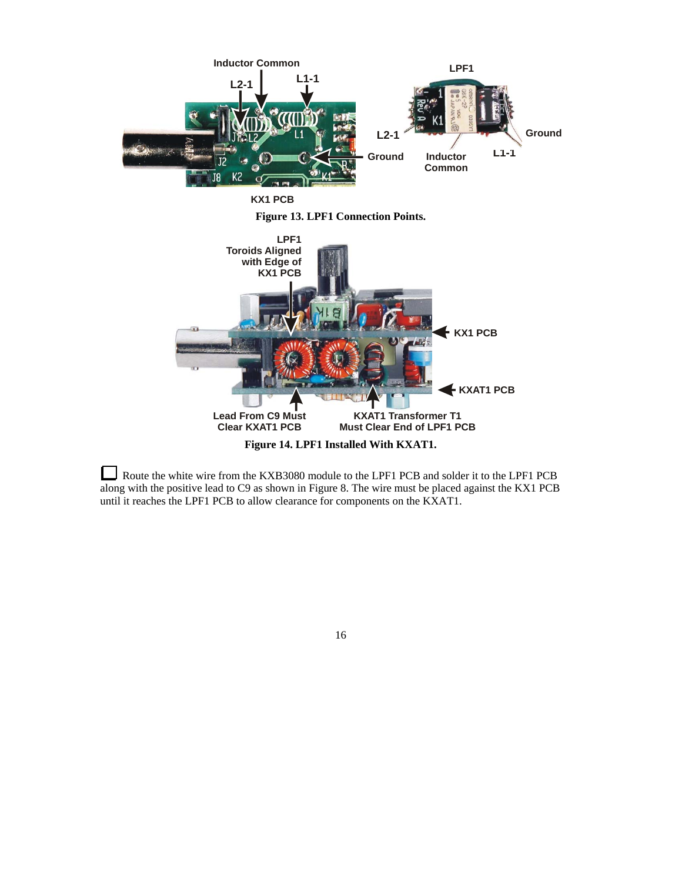Figure 13. LPF1 Connection Points.

Figure 14. LPF1 Installed With KXAT1.

☐ Route the white wire from the KXB3080 module to the LPF1 PCB and solder it to the LPF1 PCB along with the positive lead to C9 as shown in Figure 8. The wire must be placed against the KX1 PCB until it reaches the LPF1 PCB to allow clearance for components on the KXAT1.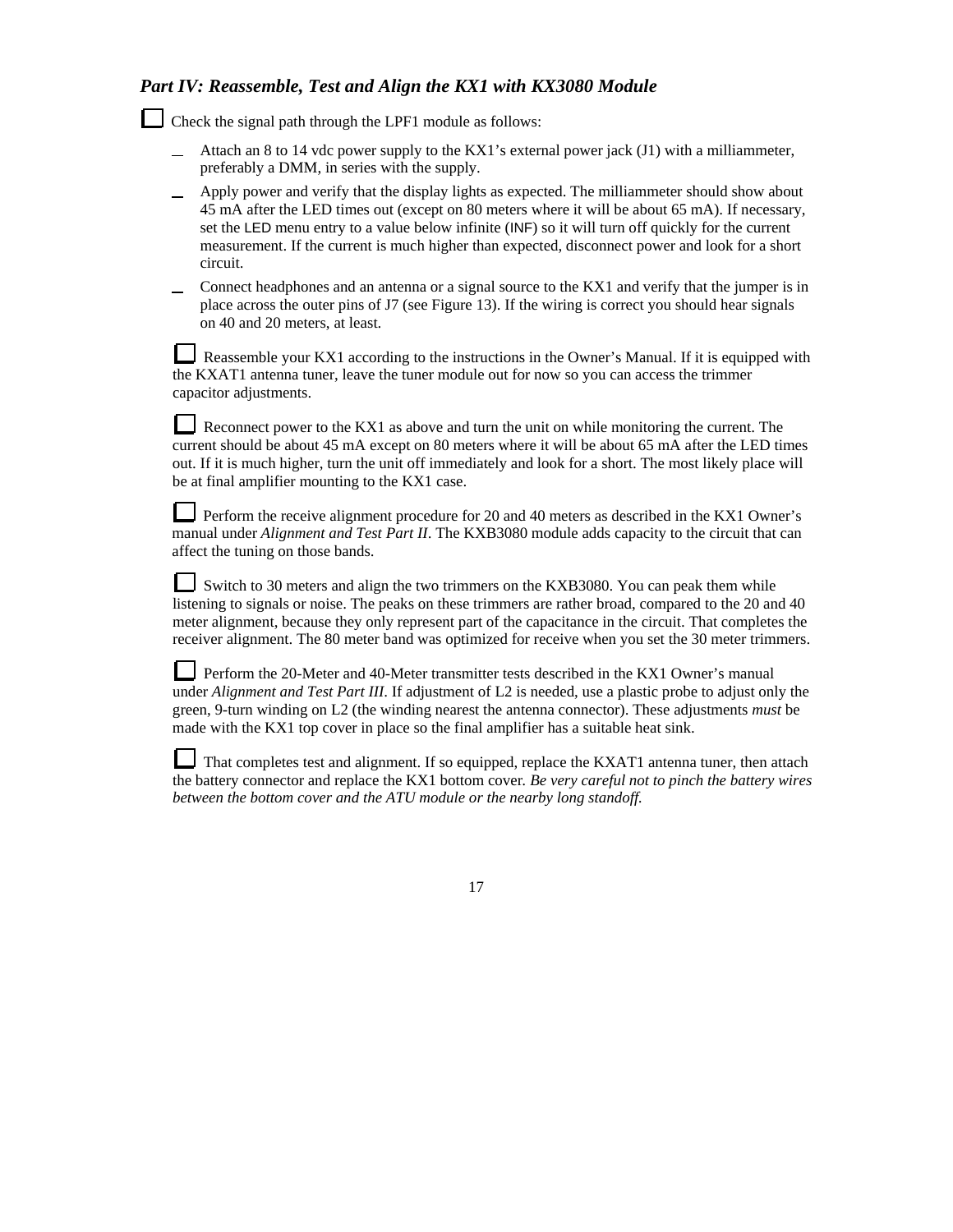## *Part IV: Reassemble, Test and Align the KX1 with KX3080 Module*

☐ Check the signal path through the LPF1 module as follows:

- Attach an 8 to 14 vdc power supply to the KX1's external power jack (J1) with a milliammeter, preferably a DMM, in series with the supply.
- Apply power and verify that the display lights as expected. The milliammeter should show about 45 mA after the LED times out (except on 80 meters where it will be about 65 mA). If necessary, set the LED menu entry to a value below infinite (INF) so it will turn off quickly for the current measurement. If the current is much higher than expected, disconnect power and look for a short circuit.
- Connect headphones and an antenna or a signal source to the KX1 and verify that the jumper is in place across the outer pins of J7 (see Figure 13). If the wiring is correct you should hear signals on 40 and 20 meters, at least.

☐ Reassemble your KX1 according to the instructions in the Owner's Manual. If it is equipped with the KXAT1 antenna tuner, leave the tuner module out for now so you can access the trimmer capacitor adjustments.

☐ Reconnect power to the KX1 as above and turn the unit on while monitoring the current. The current should be about 45 mA except on 80 meters where it will be about 65 mA after the LED times out. If it is much higher, turn the unit off immediately and look for a short. The most likely place will be at final amplifier mounting to the KX1 case.

☐ Perform the receive alignment procedure for 20 and 40 meters as described in the KX1 Owner's manual under *Alignment and Test Part II*. The KXB3080 module adds capacity to the circuit that can affect the tuning on those bands.

☐ Switch to 30 meters and align the two trimmers on the KXB3080. You can peak them while listening to signals or noise. The peaks on these trimmers are rather broad, compared to the 20 and 40 meter alignment, because they only represent part of the capacitance in the circuit. That completes the receiver alignment. The 80 meter band was optimized for receive when you set the 30 meter trimmers.

☐ Perform the 20-Meter and 40-Meter transmitter tests described in the KX1 Owner's manual under *Alignment and Test Part III*. If adjustment of L2 is needed, use a plastic probe to adjust only the green, 9-turn winding on L2 (the winding nearest the antenna connector). These adjustments *must* be made with the KX1 top cover in place so the final amplifier has a suitable heat sink.

☐ That completes test and alignment. If so equipped, replace the KXAT1 antenna tuner, then attach the battery connector and replace the KX1 bottom cover. *Be very careful not to pinch the battery wires between the bottom cover and the ATU module or the nearby long standoff.*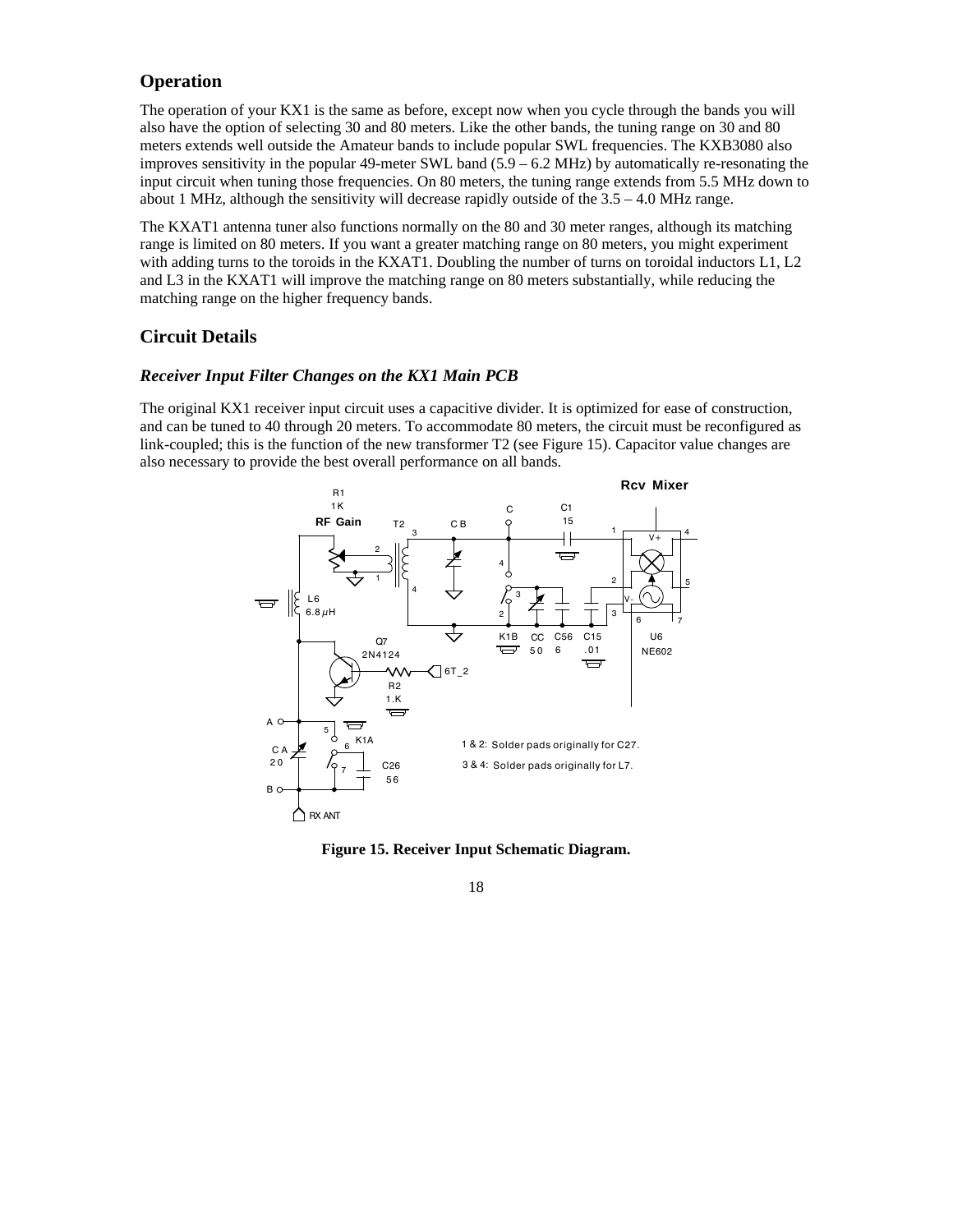## Operation

The operation of your KX1 is the same as before, except now when you cycle through the bands you will also have the option of selecting 30 and 80 meters. Like the other bands, the tuning range on 30 and 80 meters extends well outside the Amateur bands to include popular SWL frequencies. The KXB3080 also improves sensitivity in the popular 49-meter SWL band (5.9 – 6.2 MHz) by automatically re-resonating the input circuit when tuning those frequencies. On 80 meters, the tuning range extends from 5.5 MHz down to about 1 MHz, although the sensitivity will decrease rapidly outside of the 3.5 – 4.0 MHz range.

The KXAT1 antenna tuner also functions normally on the 80 and 30 meter ranges, although its matching range is limited on 80 meters. If you want a greater matching range on 80 meters, you might experiment with adding turns to the toroids in the KXAT1. Doubling the number of turns on toroidal inductors L1, L2 and L3 in the KXAT1 will improve the matching range on 80 meters substantially, while reducing the matching range on the higher frequency bands.

## Circuit Details

### *Receiver Input Filter Changes on the KX1 Main PCB*

The original KX1 receiver input circuit uses a capacitive divider. It is optimized for ease of construction, and can be tuned to 40 through 20 meters. To accommodate 80 meters, the circuit must be reconfigured as link-coupled; this is the function of the new transformer T2 (see Figure 15). Capacitor value changes are also necessary to provide the best overall performance on all bands.

1 & 2: Solder pads originally for C27.
3 & 4: Solder pads originally for L7.

**Figure 15. Receiver Input Schematic Diagram.**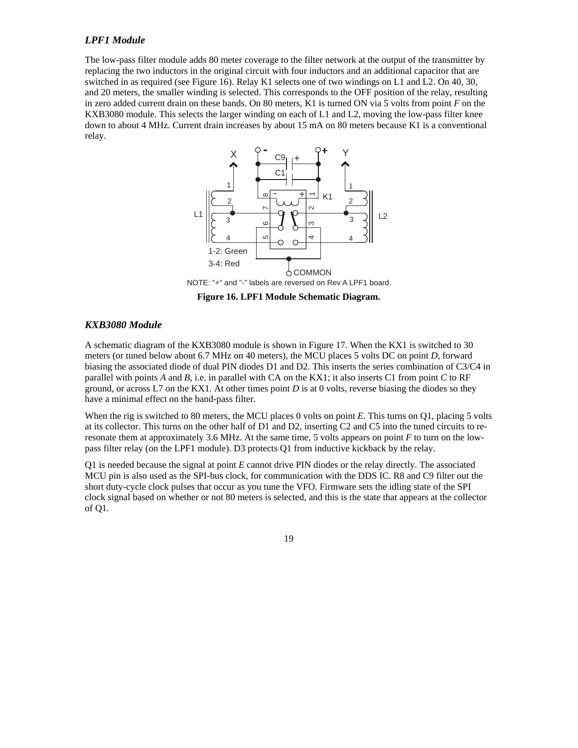### *LPF1 Module*

The low-pass filter module adds 80 meter coverage to the filter network at the output of the transmitter by replacing the two inductors in the original circuit with four inductors and an additional capacitor that are switched in as required (see Figure 16). Relay K1 selects one of two windings on L1 and L2. On 40, 30, and 20 meters, the smaller winding is selected. This corresponds to the OFF position of the relay, resulting in zero added current drain on these bands. On 80 meters, K1 is turned ON via 5 volts from point *F* on the KXB3080 module. This selects the larger winding on each of L1 and L2, moving the low-pass filter knee down to about 4 MHz. Current drain increases by about 15 mA on 80 meters because K1 is a conventional relay.

NOTE: "+" and "-" labels are reversed on Rev A LPF1 board.

**Figure 16. LPF1 Module Schematic Diagram.**

### *KXB3080 Module*

A schematic diagram of the KXB3080 module is shown in Figure 17. When the KX1 is switched to 30 meters (or tuned below about 6.7 MHz on 40 meters), the MCU places 5 volts DC on point *D*, forward biasing the associated diode of dual PIN diodes D1 and D2. This inserts the series combination of C3/C4 in parallel with points *A* and *B*, i.e. in parallel with CA on the KX1; it also inserts C1 from point *C* to RF ground, or across L7 on the KX1. At other times point *D* is at 0 volts, reverse biasing the diodes so they have a minimal effect on the band-pass filter.

When the rig is switched to 80 meters, the MCU places 0 volts on point *E*. This turns on Q1, placing 5 volts at its collector. This turns on the other half of D1 and D2, inserting C2 and C5 into the tuned circuits to re-resonate them at approximately 3.6 MHz. At the same time, 5 volts appears on point *F* to turn on the low-pass filter relay (on the LPF1 module). D3 protects Q1 from inductive kickback by the relay.

Q1 is needed because the signal at point *E* cannot drive PIN diodes or the relay directly. The associated MCU pin is also used as the SPI-bus clock, for communication with the DDS IC. R8 and C9 filter out the short duty-cycle clock pulses that occur as you tune the VFO. Firmware sets the idling state of the SPI clock signal based on whether or not 80 meters is selected, and this is the state that appears at the collector of Q1.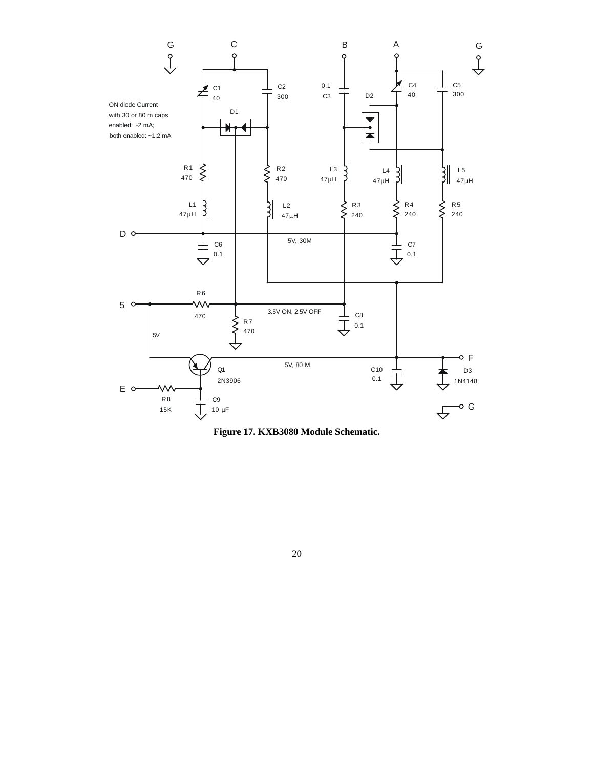G

C

B

A

G

C1
40

C2
300

0.1
C3

D2

C4
40

C5
300

ON diode Current
with 30 or 80 m caps
enabled: ~2 mA;
both enabled: ~1.2 mA

D1

R1
470

R2
470

L3
47µH

L4
47µH

L5
47µH

L1
47µH

L2
47µH

R3
240

R4
240

R5
240

D

5V, 30M

C6
0.1

C7
0.1

R6

5

470

3.5V ON, 2.5V OFF

C8
0.1

R7
470

5V

5V, 80 M

F

Q1

2N3906

C10
0.1

D3
1N4148

E

R8
15K

C9
10 µF

G

**Figure 17. KXB3080 Module Schematic.**